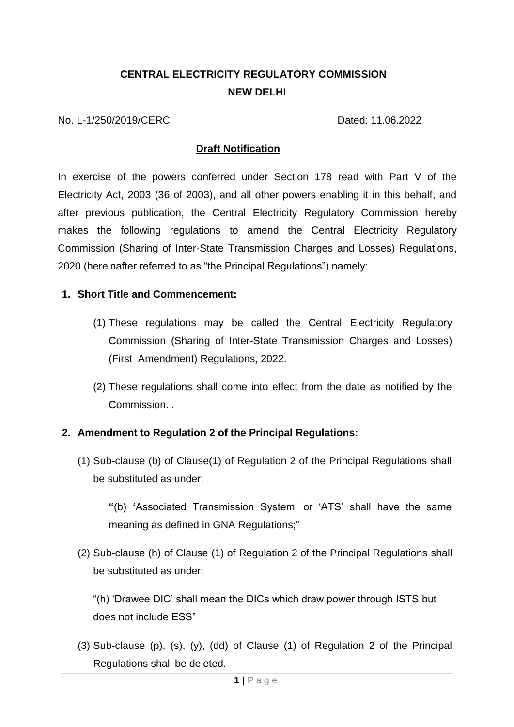# CENTRAL ELECTRICITY REGULATORY COMMISSION
## NEW DELHI

No. L-1/250/2019/CERC Dated: 11.06.2022

**Draft Notification**

In exercise of the powers conferred under Section 178 read with Part V of the Electricity Act, 2003 (36 of 2003), and all other powers enabling it in this behalf, and after previous publication, the Central Electricity Regulatory Commission hereby makes the following regulations to amend the Central Electricity Regulatory Commission (Sharing of Inter-State Transmission Charges and Losses) Regulations, 2020 (hereinafter referred to as "the Principal Regulations") namely:

1. **Short Title and Commencement:**

   (1) These regulations may be called the Central Electricity Regulatory Commission (Sharing of Inter-State Transmission Charges and Losses) (First Amendment) Regulations, 2022.

   (2) These regulations shall come into effect from the date as notified by the Commission. .

2. **Amendment to Regulation 2 of the Principal Regulations:**

   (1) Sub-clause (b) of Clause(1) of Regulation 2 of the Principal Regulations shall be substituted as under:

   **"**(b) **'**Associated Transmission System' or 'ATS' shall have the same meaning as defined in GNA Regulations;"

   (2) Sub-clause (h) of Clause (1) of Regulation 2 of the Principal Regulations shall be substituted as under:

   "(h) 'Drawee DIC' shall mean the DICs which draw power through ISTS but does not include ESS"

   (3) Sub-clause (p), (s), (y), (dd) of Clause (1) of Regulation 2 of the Principal Regulations shall be deleted.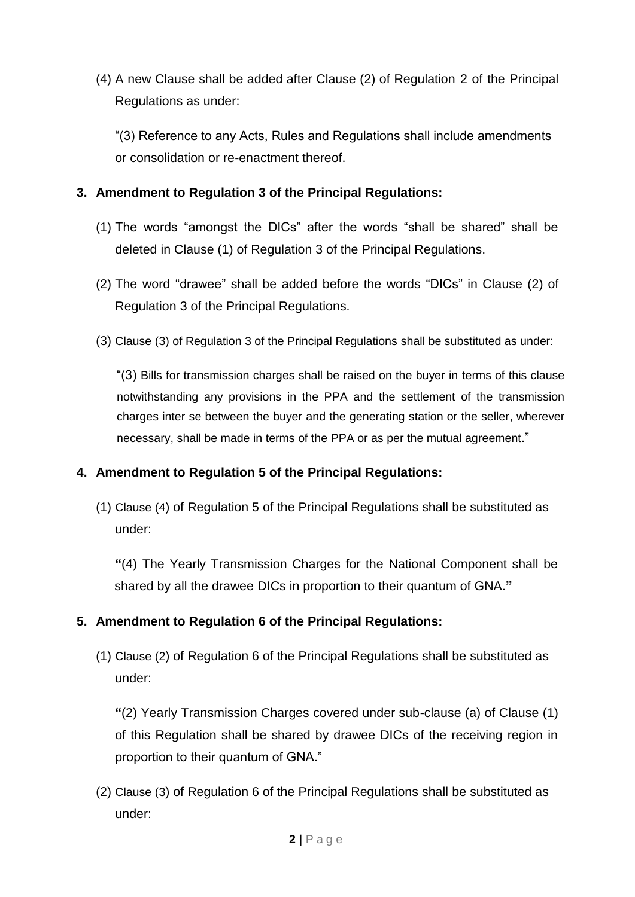(4) A new Clause shall be added after Clause (2) of Regulation 2 of the Principal Regulations as under:

"(3) Reference to any Acts, Rules and Regulations shall include amendments or consolidation or re-enactment thereof.

**3. Amendment to Regulation 3 of the Principal Regulations:**

(1) The words "amongst the DICs" after the words "shall be shared" shall be deleted in Clause (1) of Regulation 3 of the Principal Regulations.

(2) The word "drawee" shall be added before the words "DICs" in Clause (2) of Regulation 3 of the Principal Regulations.

(3) Clause (3) of Regulation 3 of the Principal Regulations shall be substituted as under:

"(3) Bills for transmission charges shall be raised on the buyer in terms of this clause notwithstanding any provisions in the PPA and the settlement of the transmission charges inter se between the buyer and the generating station or the seller, wherever necessary, shall be made in terms of the PPA or as per the mutual agreement."

**4. Amendment to Regulation 5 of the Principal Regulations:**

(1) Clause (4) of Regulation 5 of the Principal Regulations shall be substituted as under:

**"**(4) The Yearly Transmission Charges for the National Component shall be shared by all the drawee DICs in proportion to their quantum of GNA.**"**

**5. Amendment to Regulation 6 of the Principal Regulations:**

(1) Clause (2) of Regulation 6 of the Principal Regulations shall be substituted as under:

**"**(2) Yearly Transmission Charges covered under sub-clause (a) of Clause (1) of this Regulation shall be shared by drawee DICs of the receiving region in proportion to their quantum of GNA."

(2) Clause (3) of Regulation 6 of the Principal Regulations shall be substituted as under: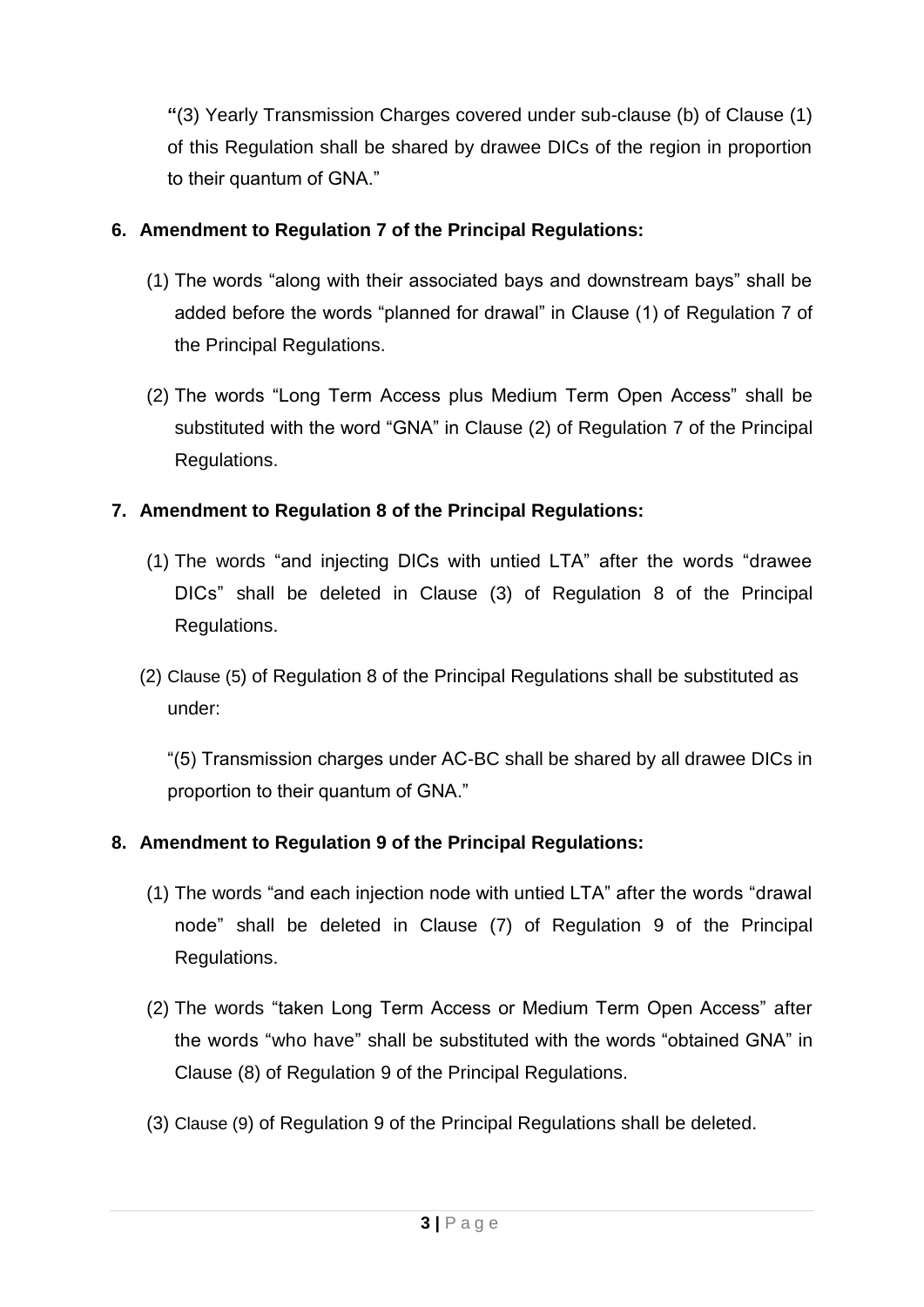"(3) Yearly Transmission Charges covered under sub-clause (b) of Clause (1) of this Regulation shall be shared by drawee DICs of the region in proportion to their quantum of GNA."

**6. Amendment to Regulation 7 of the Principal Regulations:**

(1) The words "along with their associated bays and downstream bays" shall be added before the words "planned for drawal" in Clause (1) of Regulation 7 of the Principal Regulations.

(2) The words "Long Term Access plus Medium Term Open Access" shall be substituted with the word "GNA" in Clause (2) of Regulation 7 of the Principal Regulations.

**7. Amendment to Regulation 8 of the Principal Regulations:**

(1) The words "and injecting DICs with untied LTA" after the words "drawee DICs" shall be deleted in Clause (3) of Regulation 8 of the Principal Regulations.

(2) Clause (5) of Regulation 8 of the Principal Regulations shall be substituted as under:

"(5) Transmission charges under AC-BC shall be shared by all drawee DICs in proportion to their quantum of GNA."

**8. Amendment to Regulation 9 of the Principal Regulations:**

(1) The words "and each injection node with untied LTA" after the words "drawal node" shall be deleted in Clause (7) of Regulation 9 of the Principal Regulations.

(2) The words "taken Long Term Access or Medium Term Open Access" after the words "who have" shall be substituted with the words "obtained GNA" in Clause (8) of Regulation 9 of the Principal Regulations.

(3) Clause (9) of Regulation 9 of the Principal Regulations shall be deleted.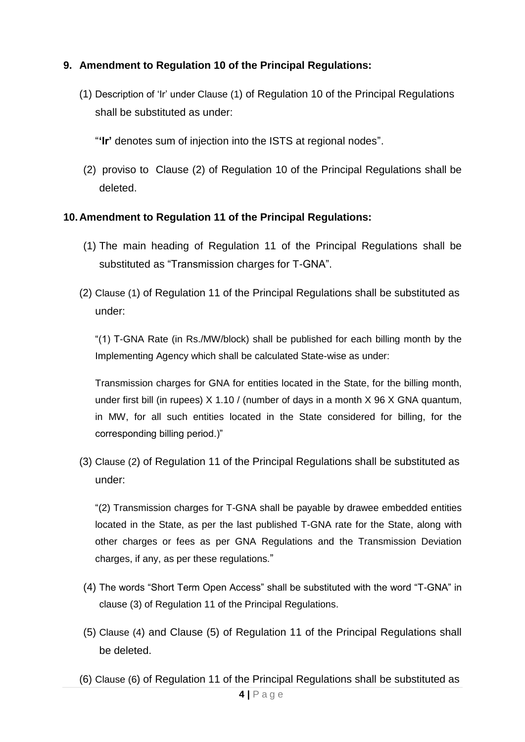**9. Amendment to Regulation 10 of the Principal Regulations:**

(1) Description of 'Ir' under Clause (1) of Regulation 10 of the Principal Regulations shall be substituted as under:

"**'Ir'** denotes sum of injection into the ISTS at regional nodes".

(2) proviso to Clause (2) of Regulation 10 of the Principal Regulations shall be deleted.

**10. Amendment to Regulation 11 of the Principal Regulations:**

(1) The main heading of Regulation 11 of the Principal Regulations shall be substituted as "Transmission charges for T-GNA".

(2) Clause (1) of Regulation 11 of the Principal Regulations shall be substituted as under:

"(1) T-GNA Rate (in Rs./MW/block) shall be published for each billing month by the Implementing Agency which shall be calculated State-wise as under:

Transmission charges for GNA for entities located in the State, for the billing month, under first bill (in rupees) X 1.10 / (number of days in a month X 96 X GNA quantum, in MW, for all such entities located in the State considered for billing, for the corresponding billing period.)"

(3) Clause (2) of Regulation 11 of the Principal Regulations shall be substituted as under:

"(2) Transmission charges for T-GNA shall be payable by drawee embedded entities located in the State, as per the last published T-GNA rate for the State, along with other charges or fees as per GNA Regulations and the Transmission Deviation charges, if any, as per these regulations."

(4) The words "Short Term Open Access" shall be substituted with the word "T-GNA" in clause (3) of Regulation 11 of the Principal Regulations.

(5) Clause (4) and Clause (5) of Regulation 11 of the Principal Regulations shall be deleted.

(6) Clause (6) of Regulation 11 of the Principal Regulations shall be substituted as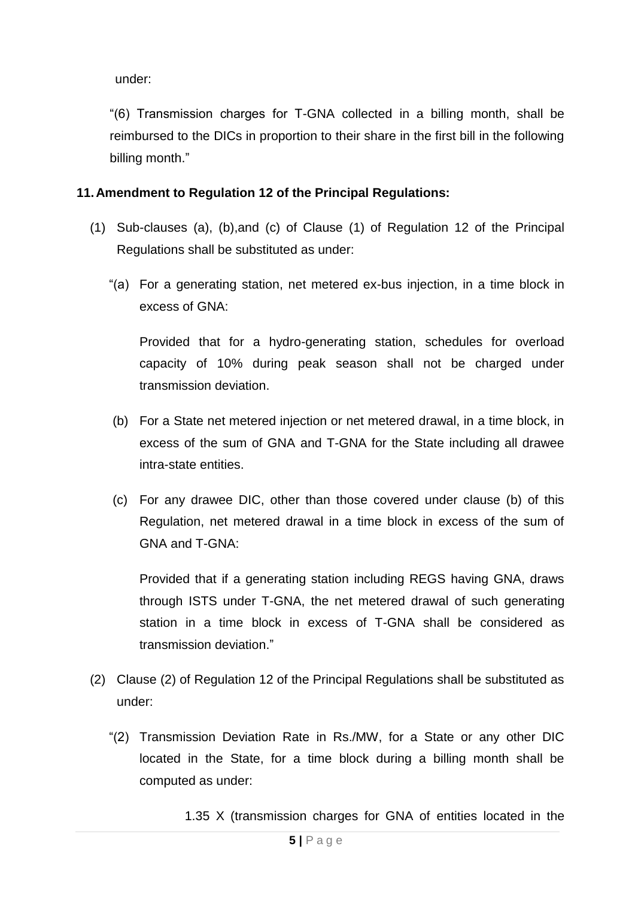under:

"(6) Transmission charges for T-GNA collected in a billing month, shall be reimbursed to the DICs in proportion to their share in the first bill in the following billing month."

**11. Amendment to Regulation 12 of the Principal Regulations:**

(1) Sub-clauses (a), (b),and (c) of Clause (1) of Regulation 12 of the Principal Regulations shall be substituted as under:

"(a) For a generating station, net metered ex-bus injection, in a time block in excess of GNA:

Provided that for a hydro-generating station, schedules for overload capacity of 10% during peak season shall not be charged under transmission deviation.

(b) For a State net metered injection or net metered drawal, in a time block, in excess of the sum of GNA and T-GNA for the State including all drawee intra-state entities.

(c) For any drawee DIC, other than those covered under clause (b) of this Regulation, net metered drawal in a time block in excess of the sum of GNA and T-GNA:

Provided that if a generating station including REGS having GNA, draws through ISTS under T-GNA, the net metered drawal of such generating station in a time block in excess of T-GNA shall be considered as transmission deviation."

(2) Clause (2) of Regulation 12 of the Principal Regulations shall be substituted as under:

"(2) Transmission Deviation Rate in Rs./MW, for a State or any other DIC located in the State, for a time block during a billing month shall be computed as under:

1.35 X (transmission charges for GNA of entities located in the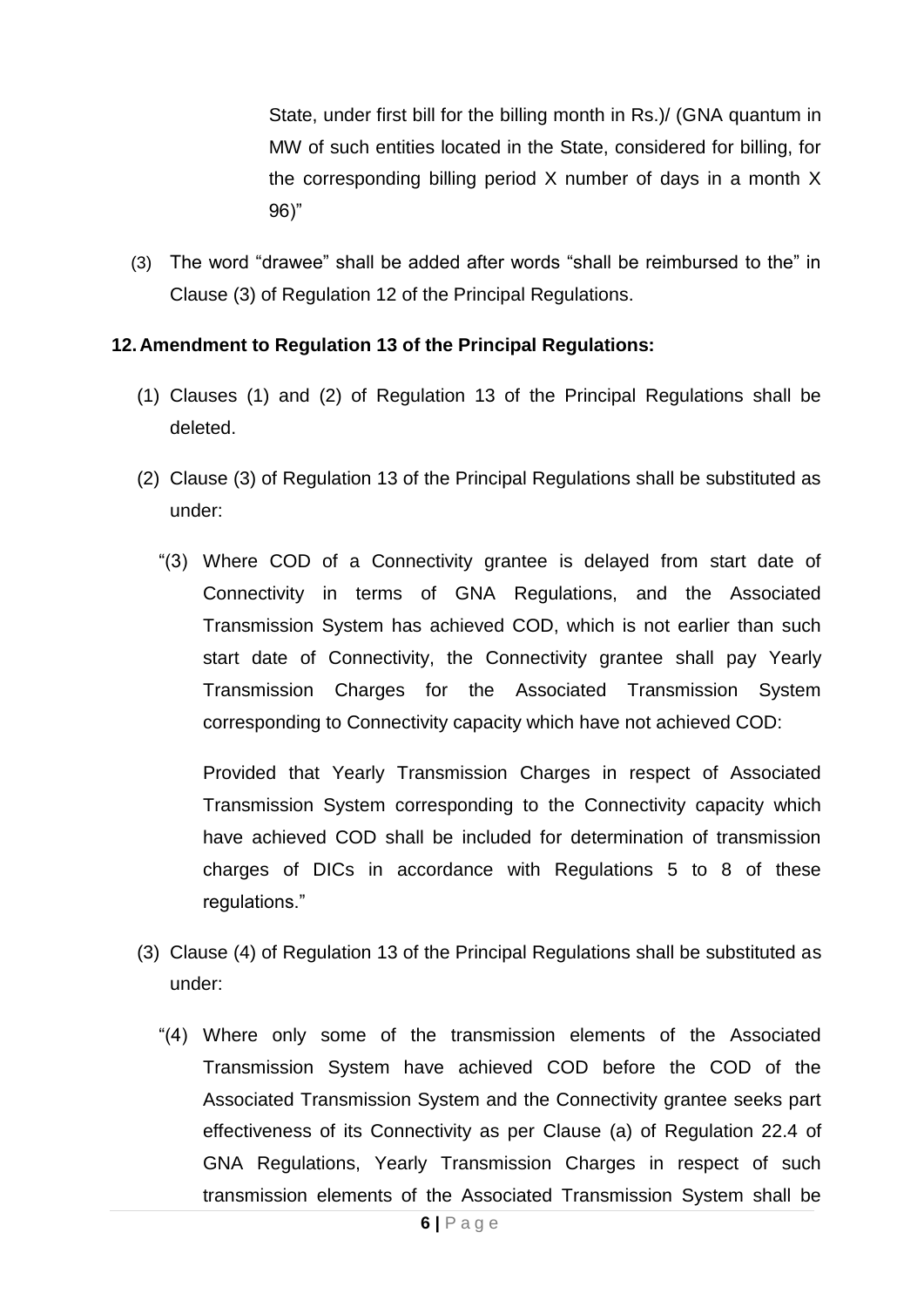State, under first bill for the billing month in Rs.)/ (GNA quantum in MW of such entities located in the State, considered for billing, for the corresponding billing period X number of days in a month X 96)"

(3) The word "drawee" shall be added after words "shall be reimbursed to the" in Clause (3) of Regulation 12 of the Principal Regulations.

**12. Amendment to Regulation 13 of the Principal Regulations:**

(1) Clauses (1) and (2) of Regulation 13 of the Principal Regulations shall be deleted.

(2) Clause (3) of Regulation 13 of the Principal Regulations shall be substituted as under:

"(3) Where COD of a Connectivity grantee is delayed from start date of Connectivity in terms of GNA Regulations, and the Associated Transmission System has achieved COD, which is not earlier than such start date of Connectivity, the Connectivity grantee shall pay Yearly Transmission Charges for the Associated Transmission System corresponding to Connectivity capacity which have not achieved COD:

Provided that Yearly Transmission Charges in respect of Associated Transmission System corresponding to the Connectivity capacity which have achieved COD shall be included for determination of transmission charges of DICs in accordance with Regulations 5 to 8 of these regulations."

(3) Clause (4) of Regulation 13 of the Principal Regulations shall be substituted as under:

"(4) Where only some of the transmission elements of the Associated Transmission System have achieved COD before the COD of the Associated Transmission System and the Connectivity grantee seeks part effectiveness of its Connectivity as per Clause (a) of Regulation 22.4 of GNA Regulations, Yearly Transmission Charges in respect of such transmission elements of the Associated Transmission System shall be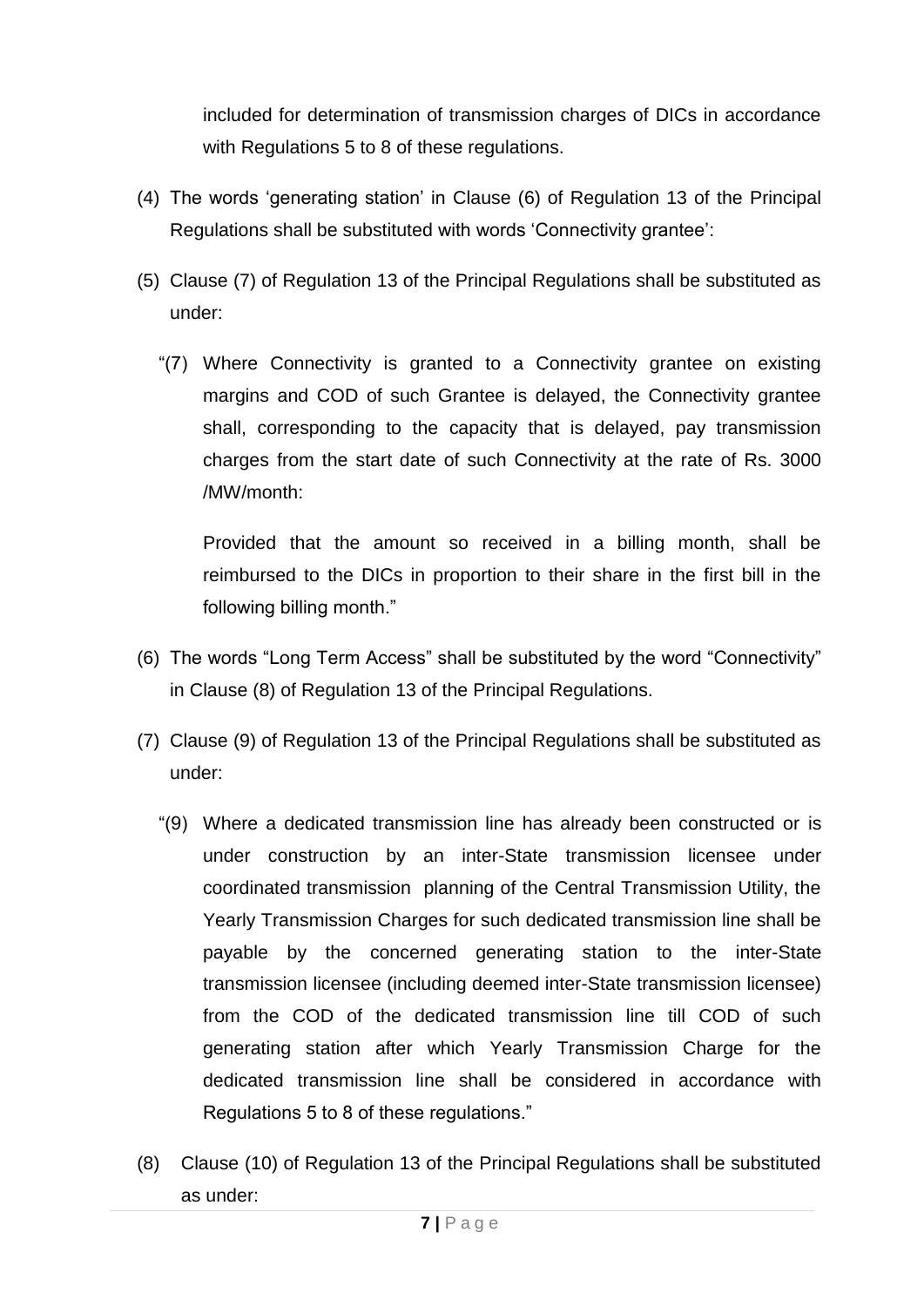included for determination of transmission charges of DICs in accordance with Regulations 5 to 8 of these regulations.

(4) The words 'generating station' in Clause (6) of Regulation 13 of the Principal Regulations shall be substituted with words 'Connectivity grantee':

(5) Clause (7) of Regulation 13 of the Principal Regulations shall be substituted as under:

"(7) Where Connectivity is granted to a Connectivity grantee on existing margins and COD of such Grantee is delayed, the Connectivity grantee shall, corresponding to the capacity that is delayed, pay transmission charges from the start date of such Connectivity at the rate of Rs. 3000 /MW/month:

Provided that the amount so received in a billing month, shall be reimbursed to the DICs in proportion to their share in the first bill in the following billing month."

(6) The words "Long Term Access" shall be substituted by the word "Connectivity" in Clause (8) of Regulation 13 of the Principal Regulations.

(7) Clause (9) of Regulation 13 of the Principal Regulations shall be substituted as under:

"(9) Where a dedicated transmission line has already been constructed or is under construction by an inter-State transmission licensee under coordinated transmission planning of the Central Transmission Utility, the Yearly Transmission Charges for such dedicated transmission line shall be payable by the concerned generating station to the inter-State transmission licensee (including deemed inter-State transmission licensee) from the COD of the dedicated transmission line till COD of such generating station after which Yearly Transmission Charge for the dedicated transmission line shall be considered in accordance with Regulations 5 to 8 of these regulations."

(8) Clause (10) of Regulation 13 of the Principal Regulations shall be substituted as under: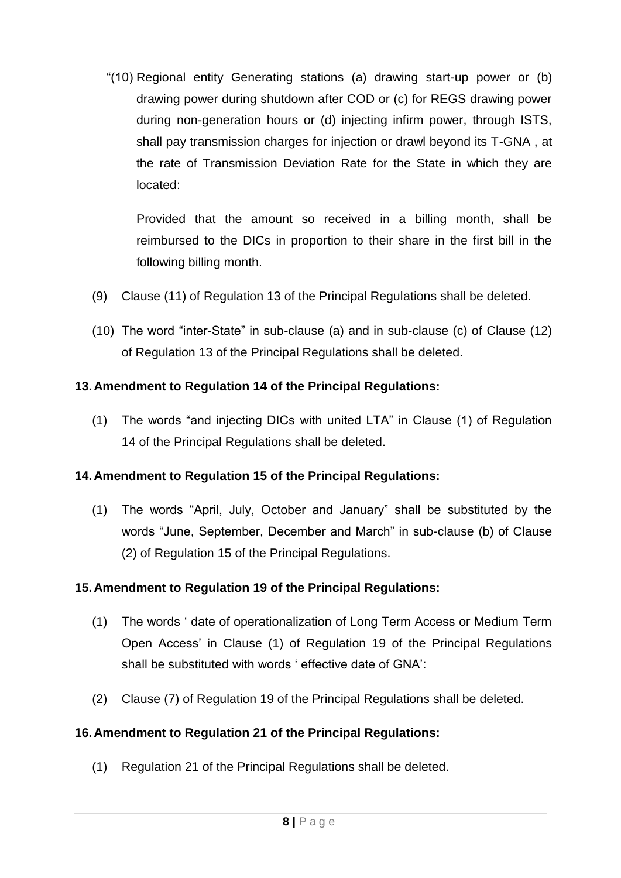"(10) Regional entity Generating stations (a) drawing start-up power or (b) drawing power during shutdown after COD or (c) for REGS drawing power during non-generation hours or (d) injecting infirm power, through ISTS, shall pay transmission charges for injection or drawl beyond its T-GNA , at the rate of Transmission Deviation Rate for the State in which they are located:

Provided that the amount so received in a billing month, shall be reimbursed to the DICs in proportion to their share in the first bill in the following billing month.

(9) Clause (11) of Regulation 13 of the Principal Regulations shall be deleted.

(10) The word "inter-State" in sub-clause (a) and in sub-clause (c) of Clause (12) of Regulation 13 of the Principal Regulations shall be deleted.

**13. Amendment to Regulation 14 of the Principal Regulations:**

(1) The words "and injecting DICs with united LTA" in Clause (1) of Regulation 14 of the Principal Regulations shall be deleted.

**14. Amendment to Regulation 15 of the Principal Regulations:**

(1) The words "April, July, October and January" shall be substituted by the words "June, September, December and March" in sub-clause (b) of Clause (2) of Regulation 15 of the Principal Regulations.

**15. Amendment to Regulation 19 of the Principal Regulations:**

(1) The words ' date of operationalization of Long Term Access or Medium Term Open Access' in Clause (1) of Regulation 19 of the Principal Regulations shall be substituted with words ' effective date of GNA':

(2) Clause (7) of Regulation 19 of the Principal Regulations shall be deleted.

**16. Amendment to Regulation 21 of the Principal Regulations:**

(1) Regulation 21 of the Principal Regulations shall be deleted.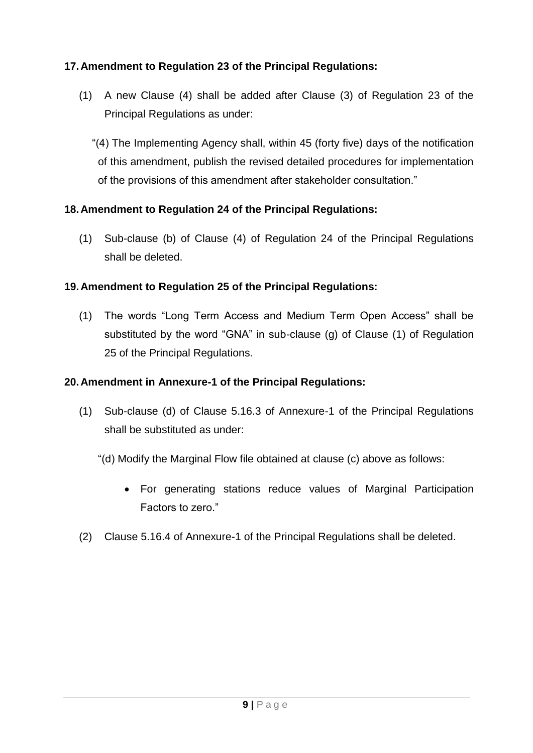**17. Amendment to Regulation 23 of the Principal Regulations:**

(1) A new Clause (4) shall be added after Clause (3) of Regulation 23 of the Principal Regulations as under:

"(4) The Implementing Agency shall, within 45 (forty five) days of the notification of this amendment, publish the revised detailed procedures for implementation of the provisions of this amendment after stakeholder consultation."

**18. Amendment to Regulation 24 of the Principal Regulations:**

(1) Sub-clause (b) of Clause (4) of Regulation 24 of the Principal Regulations shall be deleted.

**19. Amendment to Regulation 25 of the Principal Regulations:**

(1) The words "Long Term Access and Medium Term Open Access" shall be substituted by the word "GNA" in sub-clause (g) of Clause (1) of Regulation 25 of the Principal Regulations.

**20. Amendment in Annexure-1 of the Principal Regulations:**

(1) Sub-clause (d) of Clause 5.16.3 of Annexure-1 of the Principal Regulations shall be substituted as under:

"(d) Modify the Marginal Flow file obtained at clause (c) above as follows:

- For generating stations reduce values of Marginal Participation Factors to zero."

(2) Clause 5.16.4 of Annexure-1 of the Principal Regulations shall be deleted.